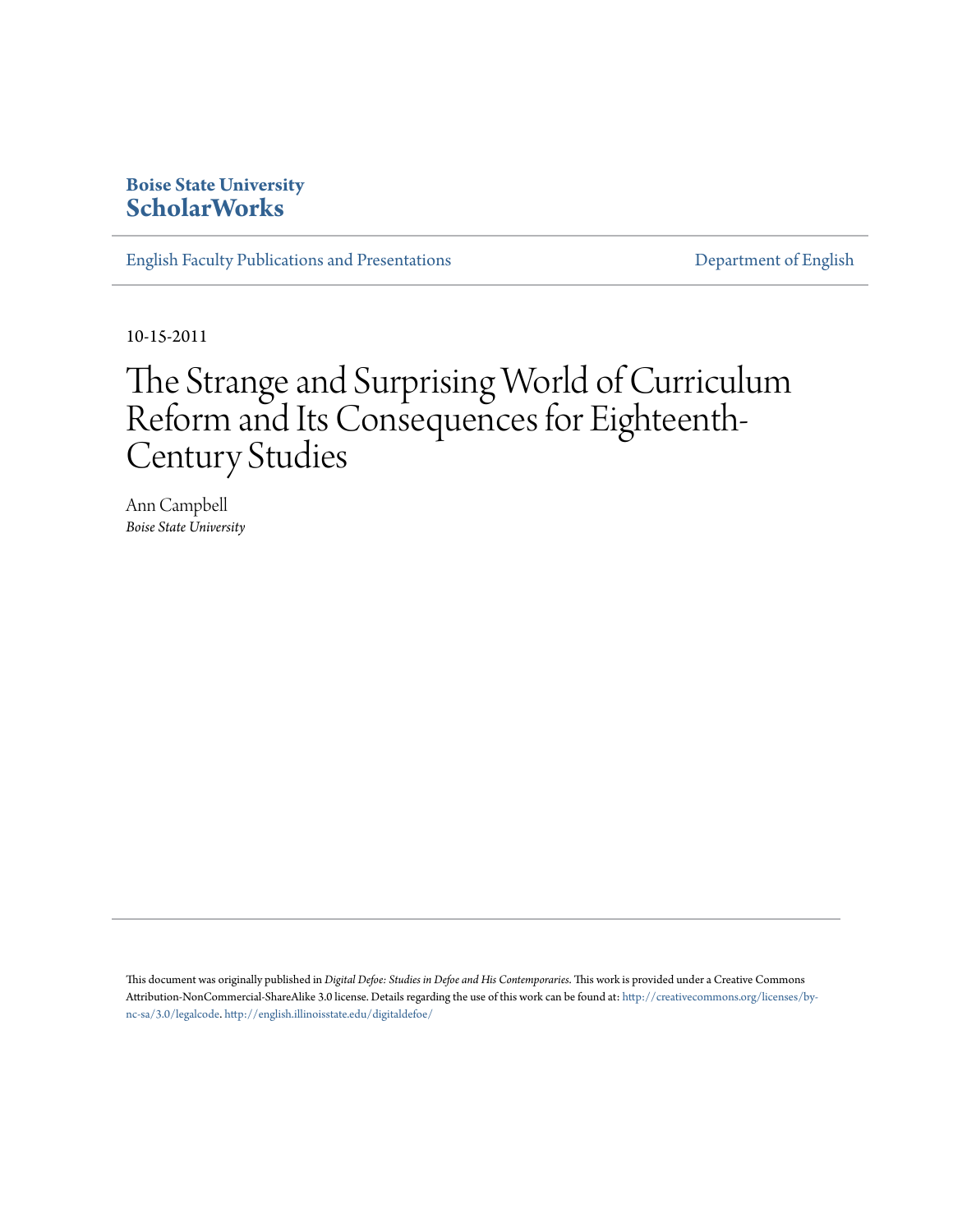**Boise State University**
**ScholarWorks**

English Faculty Publications and Presentations | Department of English

10-15-2011

# The Strange and Surprising World of Curriculum Reform and Its Consequences for Eighteenth-Century Studies

Ann Campbell
*Boise State University*

This document was originally published in *Digital Defoe: Studies in Defoe and His Contemporaries*. This work is provided under a Creative Commons Attribution-NonCommercial-ShareAlike 3.0 license. Details regarding the use of this work can be found at: http://creativecommons.org/licenses/by-nc-sa/3.0/legalcode. http://english.illinoisstate.edu/digitaldefoe/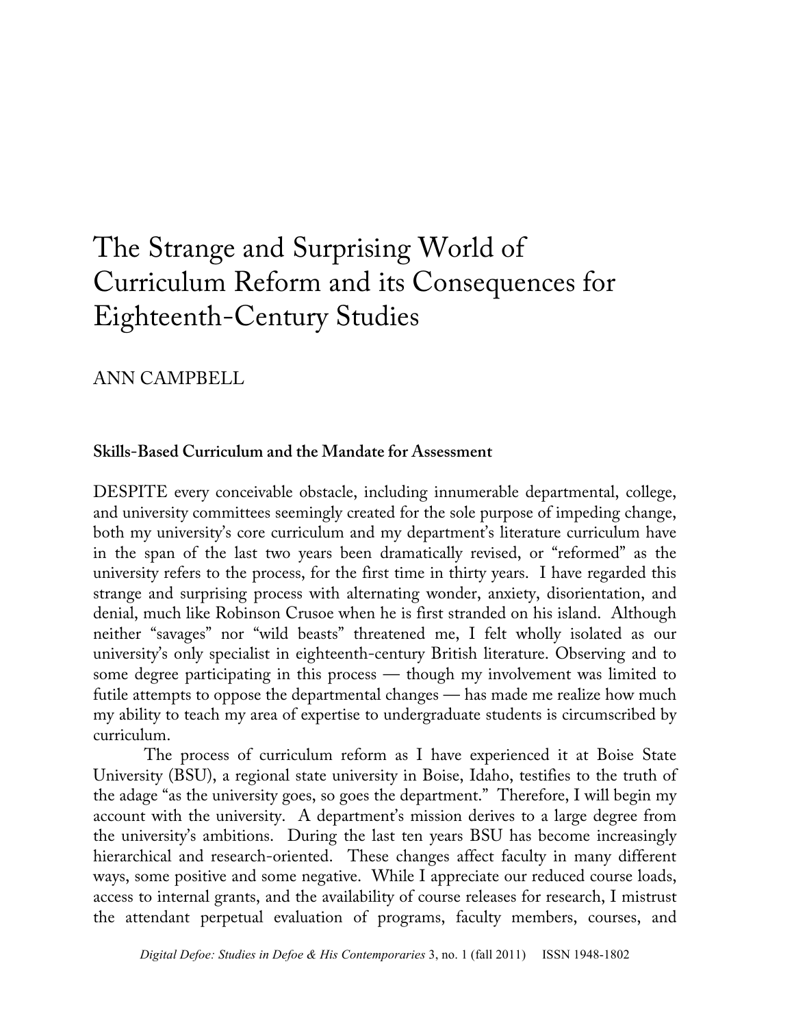# The Strange and Surprising World of Curriculum Reform and its Consequences for Eighteenth-Century Studies

ANN CAMPBELL

### Skills-Based Curriculum and the Mandate for Assessment

DESPITE every conceivable obstacle, including innumerable departmental, college, and university committees seemingly created for the sole purpose of impeding change, both my university's core curriculum and my department's literature curriculum have in the span of the last two years been dramatically revised, or "reformed" as the university refers to the process, for the first time in thirty years. I have regarded this strange and surprising process with alternating wonder, anxiety, disorientation, and denial, much like Robinson Crusoe when he is first stranded on his island. Although neither "savages" nor "wild beasts" threatened me, I felt wholly isolated as our university's only specialist in eighteenth-century British literature. Observing and to some degree participating in this process — though my involvement was limited to futile attempts to oppose the departmental changes — has made me realize how much my ability to teach my area of expertise to undergraduate students is circumscribed by curriculum.

The process of curriculum reform as I have experienced it at Boise State University (BSU), a regional state university in Boise, Idaho, testifies to the truth of the adage "as the university goes, so goes the department." Therefore, I will begin my account with the university. A department's mission derives to a large degree from the university's ambitions. During the last ten years BSU has become increasingly hierarchical and research-oriented. These changes affect faculty in many different ways, some positive and some negative. While I appreciate our reduced course loads, access to internal grants, and the availability of course releases for research, I mistrust the attendant perpetual evaluation of programs, faculty members, courses, and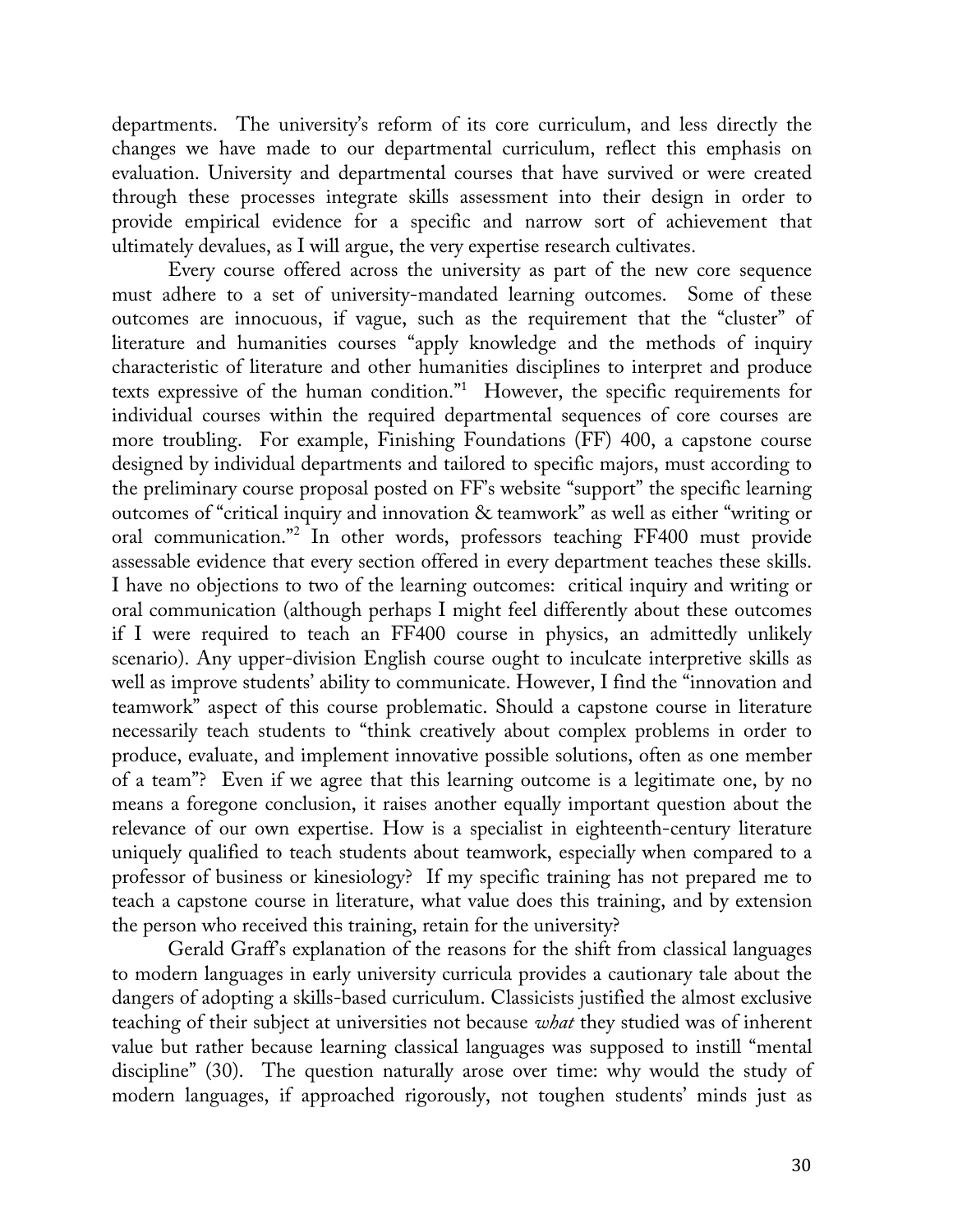departments. The university's reform of its core curriculum, and less directly the changes we have made to our departmental curriculum, reflect this emphasis on evaluation. University and departmental courses that have survived or were created through these processes integrate skills assessment into their design in order to provide empirical evidence for a specific and narrow sort of achievement that ultimately devalues, as I will argue, the very expertise research cultivates.

Every course offered across the university as part of the new core sequence must adhere to a set of university-mandated learning outcomes. Some of these outcomes are innocuous, if vague, such as the requirement that the "cluster" of literature and humanities courses "apply knowledge and the methods of inquiry characteristic of literature and other humanities disciplines to interpret and produce texts expressive of the human condition."[1] However, the specific requirements for individual courses within the required departmental sequences of core courses are more troubling. For example, Finishing Foundations (FF) 400, a capstone course designed by individual departments and tailored to specific majors, must according to the preliminary course proposal posted on FF's website "support" the specific learning outcomes of "critical inquiry and innovation & teamwork" as well as either "writing or oral communication."[2] In other words, professors teaching FF400 must provide assessable evidence that every section offered in every department teaches these skills. I have no objections to two of the learning outcomes: critical inquiry and writing or oral communication (although perhaps I might feel differently about these outcomes if I were required to teach an FF400 course in physics, an admittedly unlikely scenario). Any upper-division English course ought to inculcate interpretive skills as well as improve students' ability to communicate. However, I find the "innovation and teamwork" aspect of this course problematic. Should a capstone course in literature necessarily teach students to "think creatively about complex problems in order to produce, evaluate, and implement innovative possible solutions, often as one member of a team"? Even if we agree that this learning outcome is a legitimate one, by no means a foregone conclusion, it raises another equally important question about the relevance of our own expertise. How is a specialist in eighteenth-century literature uniquely qualified to teach students about teamwork, especially when compared to a professor of business or kinesiology? If my specific training has not prepared me to teach a capstone course in literature, what value does this training, and by extension the person who received this training, retain for the university?

Gerald Graff's explanation of the reasons for the shift from classical languages to modern languages in early university curricula provides a cautionary tale about the dangers of adopting a skills-based curriculum. Classicists justified the almost exclusive teaching of their subject at universities not because *what* they studied was of inherent value but rather because learning classical languages was supposed to instill "mental discipline" (30). The question naturally arose over time: why would the study of modern languages, if approached rigorously, not toughen students' minds just as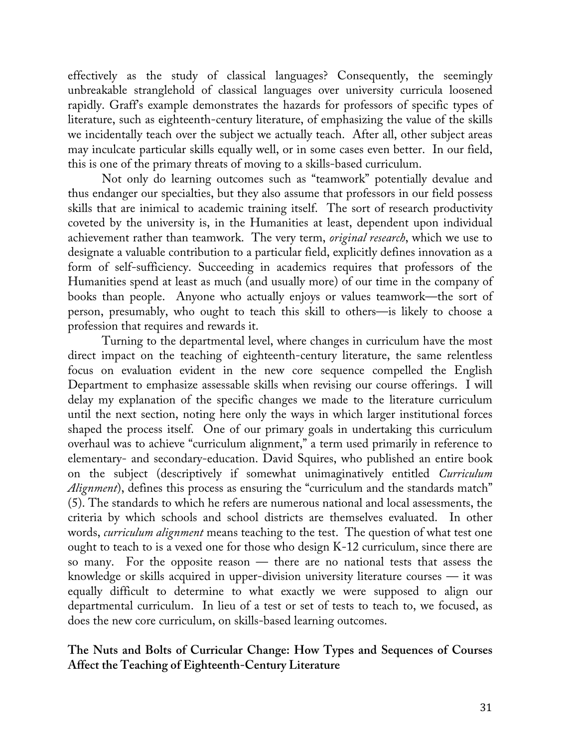effectively as the study of classical languages? Consequently, the seemingly unbreakable stranglehold of classical languages over university curricula loosened rapidly. Graff's example demonstrates the hazards for professors of specific types of literature, such as eighteenth-century literature, of emphasizing the value of the skills we incidentally teach over the subject we actually teach. After all, other subject areas may inculcate particular skills equally well, or in some cases even better. In our field, this is one of the primary threats of moving to a skills-based curriculum.

Not only do learning outcomes such as "teamwork" potentially devalue and thus endanger our specialties, but they also assume that professors in our field possess skills that are inimical to academic training itself. The sort of research productivity coveted by the university is, in the Humanities at least, dependent upon individual achievement rather than teamwork. The very term, *original research*, which we use to designate a valuable contribution to a particular field, explicitly defines innovation as a form of self-sufficiency. Succeeding in academics requires that professors of the Humanities spend at least as much (and usually more) of our time in the company of books than people. Anyone who actually enjoys or values teamwork—the sort of person, presumably, who ought to teach this skill to others—is likely to choose a profession that requires and rewards it.

Turning to the departmental level, where changes in curriculum have the most direct impact on the teaching of eighteenth-century literature, the same relentless focus on evaluation evident in the new core sequence compelled the English Department to emphasize assessable skills when revising our course offerings. I will delay my explanation of the specific changes we made to the literature curriculum until the next section, noting here only the ways in which larger institutional forces shaped the process itself. One of our primary goals in undertaking this curriculum overhaul was to achieve "curriculum alignment," a term used primarily in reference to elementary- and secondary-education. David Squires, who published an entire book on the subject (descriptively if somewhat unimaginatively entitled *Curriculum Alignment*), defines this process as ensuring the "curriculum and the standards match" (5). The standards to which he refers are numerous national and local assessments, the criteria by which schools and school districts are themselves evaluated. In other words, *curriculum alignment* means teaching to the test. The question of what test one ought to teach to is a vexed one for those who design K-12 curriculum, since there are so many. For the opposite reason — there are no national tests that assess the knowledge or skills acquired in upper-division university literature courses — it was equally difficult to determine to what exactly we were supposed to align our departmental curriculum. In lieu of a test or set of tests to teach to, we focused, as does the new core curriculum, on skills-based learning outcomes.

## The Nuts and Bolts of Curricular Change: How Types and Sequences of Courses Affect the Teaching of Eighteenth-Century Literature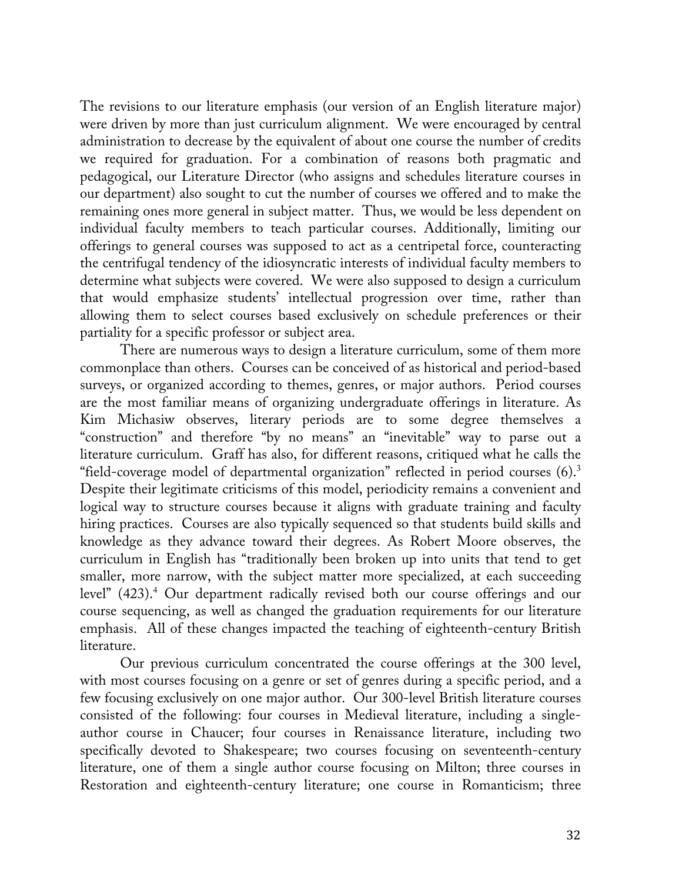The revisions to our literature emphasis (our version of an English literature major) were driven by more than just curriculum alignment. We were encouraged by central administration to decrease by the equivalent of about one course the number of credits we required for graduation. For a combination of reasons both pragmatic and pedagogical, our Literature Director (who assigns and schedules literature courses in our department) also sought to cut the number of courses we offered and to make the remaining ones more general in subject matter. Thus, we would be less dependent on individual faculty members to teach particular courses. Additionally, limiting our offerings to general courses was supposed to act as a centripetal force, counteracting the centrifugal tendency of the idiosyncratic interests of individual faculty members to determine what subjects were covered. We were also supposed to design a curriculum that would emphasize students' intellectual progression over time, rather than allowing them to select courses based exclusively on schedule preferences or their partiality for a specific professor or subject area.

There are numerous ways to design a literature curriculum, some of them more commonplace than others. Courses can be conceived of as historical and period-based surveys, or organized according to themes, genres, or major authors. Period courses are the most familiar means of organizing undergraduate offerings in literature. As Kim Michasiw observes, literary periods are to some degree themselves a "construction" and therefore "by no means" an "inevitable" way to parse out a literature curriculum. Graff has also, for different reasons, critiqued what he calls the "field-coverage model of departmental organization" reflected in period courses (6).[3] Despite their legitimate criticisms of this model, periodicity remains a convenient and logical way to structure courses because it aligns with graduate training and faculty hiring practices. Courses are also typically sequenced so that students build skills and knowledge as they advance toward their degrees. As Robert Moore observes, the curriculum in English has "traditionally been broken up into units that tend to get smaller, more narrow, with the subject matter more specialized, at each succeeding level" (423).[4] Our department radically revised both our course offerings and our course sequencing, as well as changed the graduation requirements for our literature emphasis. All of these changes impacted the teaching of eighteenth-century British literature.

Our previous curriculum concentrated the course offerings at the 300 level, with most courses focusing on a genre or set of genres during a specific period, and a few focusing exclusively on one major author. Our 300-level British literature courses consisted of the following: four courses in Medieval literature, including a single-author course in Chaucer; four courses in Renaissance literature, including two specifically devoted to Shakespeare; two courses focusing on seventeenth-century literature, one of them a single author course focusing on Milton; three courses in Restoration and eighteenth-century literature; one course in Romanticism; three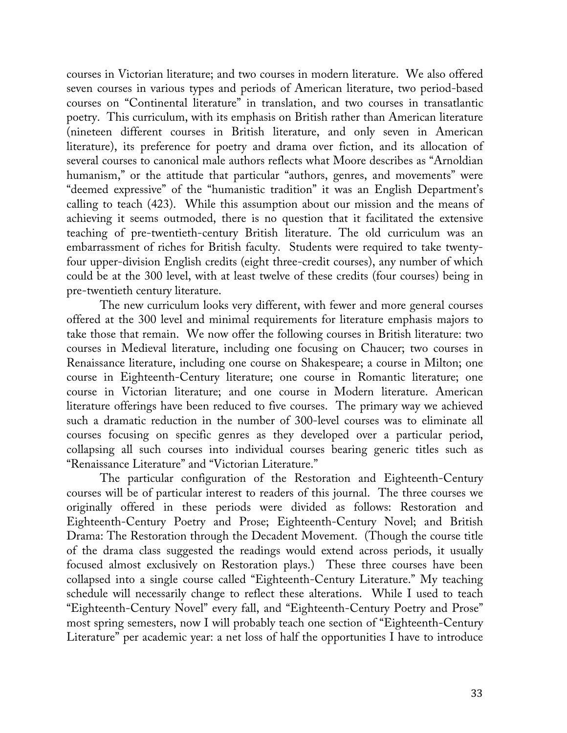courses in Victorian literature; and two courses in modern literature. We also offered seven courses in various types and periods of American literature, two period-based courses on "Continental literature" in translation, and two courses in transatlantic poetry. This curriculum, with its emphasis on British rather than American literature (nineteen different courses in British literature, and only seven in American literature), its preference for poetry and drama over fiction, and its allocation of several courses to canonical male authors reflects what Moore describes as "Arnoldian humanism," or the attitude that particular "authors, genres, and movements" were "deemed expressive" of the "humanistic tradition" it was an English Department's calling to teach (423). While this assumption about our mission and the means of achieving it seems outmoded, there is no question that it facilitated the extensive teaching of pre-twentieth-century British literature. The old curriculum was an embarrassment of riches for British faculty. Students were required to take twenty-four upper-division English credits (eight three-credit courses), any number of which could be at the 300 level, with at least twelve of these credits (four courses) being in pre-twentieth century literature.

The new curriculum looks very different, with fewer and more general courses offered at the 300 level and minimal requirements for literature emphasis majors to take those that remain. We now offer the following courses in British literature: two courses in Medieval literature, including one focusing on Chaucer; two courses in Renaissance literature, including one course on Shakespeare; a course in Milton; one course in Eighteenth-Century literature; one course in Romantic literature; one course in Victorian literature; and one course in Modern literature. American literature offerings have been reduced to five courses. The primary way we achieved such a dramatic reduction in the number of 300-level courses was to eliminate all courses focusing on specific genres as they developed over a particular period, collapsing all such courses into individual courses bearing generic titles such as "Renaissance Literature" and "Victorian Literature."

The particular configuration of the Restoration and Eighteenth-Century courses will be of particular interest to readers of this journal. The three courses we originally offered in these periods were divided as follows: Restoration and Eighteenth-Century Poetry and Prose; Eighteenth-Century Novel; and British Drama: The Restoration through the Decadent Movement. (Though the course title of the drama class suggested the readings would extend across periods, it usually focused almost exclusively on Restoration plays.) These three courses have been collapsed into a single course called "Eighteenth-Century Literature." My teaching schedule will necessarily change to reflect these alterations. While I used to teach "Eighteenth-Century Novel" every fall, and "Eighteenth-Century Poetry and Prose" most spring semesters, now I will probably teach one section of "Eighteenth-Century Literature" per academic year: a net loss of half the opportunities I have to introduce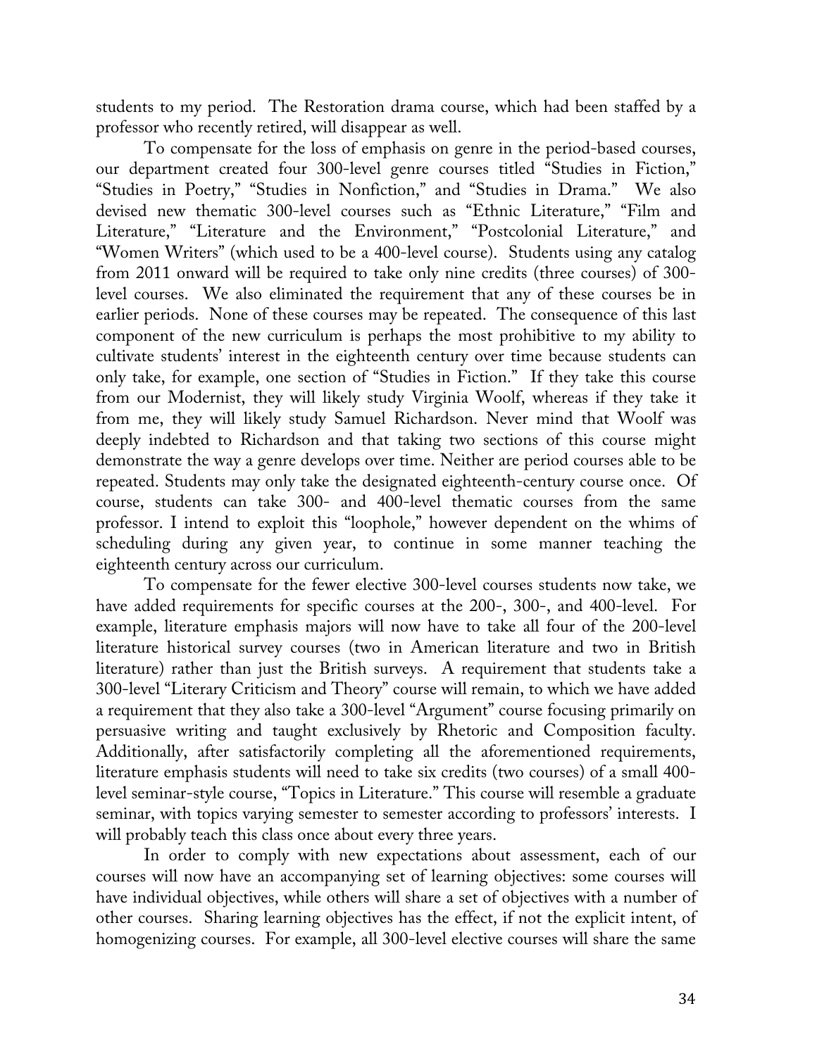students to my period. The Restoration drama course, which had been staffed by a professor who recently retired, will disappear as well.

To compensate for the loss of emphasis on genre in the period-based courses, our department created four 300-level genre courses titled "Studies in Fiction," "Studies in Poetry," "Studies in Nonfiction," and "Studies in Drama." We also devised new thematic 300-level courses such as "Ethnic Literature," "Film and Literature," "Literature and the Environment," "Postcolonial Literature," and "Women Writers" (which used to be a 400-level course). Students using any catalog from 2011 onward will be required to take only nine credits (three courses) of 300-level courses. We also eliminated the requirement that any of these courses be in earlier periods. None of these courses may be repeated. The consequence of this last component of the new curriculum is perhaps the most prohibitive to my ability to cultivate students' interest in the eighteenth century over time because students can only take, for example, one section of "Studies in Fiction." If they take this course from our Modernist, they will likely study Virginia Woolf, whereas if they take it from me, they will likely study Samuel Richardson. Never mind that Woolf was deeply indebted to Richardson and that taking two sections of this course might demonstrate the way a genre develops over time. Neither are period courses able to be repeated. Students may only take the designated eighteenth-century course once. Of course, students can take 300- and 400-level thematic courses from the same professor. I intend to exploit this "loophole," however dependent on the whims of scheduling during any given year, to continue in some manner teaching the eighteenth century across our curriculum.

To compensate for the fewer elective 300-level courses students now take, we have added requirements for specific courses at the 200-, 300-, and 400-level. For example, literature emphasis majors will now have to take all four of the 200-level literature historical survey courses (two in American literature and two in British literature) rather than just the British surveys. A requirement that students take a 300-level "Literary Criticism and Theory" course will remain, to which we have added a requirement that they also take a 300-level "Argument" course focusing primarily on persuasive writing and taught exclusively by Rhetoric and Composition faculty. Additionally, after satisfactorily completing all the aforementioned requirements, literature emphasis students will need to take six credits (two courses) of a small 400-level seminar-style course, "Topics in Literature." This course will resemble a graduate seminar, with topics varying semester to semester according to professors' interests. I will probably teach this class once about every three years.

In order to comply with new expectations about assessment, each of our courses will now have an accompanying set of learning objectives: some courses will have individual objectives, while others will share a set of objectives with a number of other courses. Sharing learning objectives has the effect, if not the explicit intent, of homogenizing courses. For example, all 300-level elective courses will share the same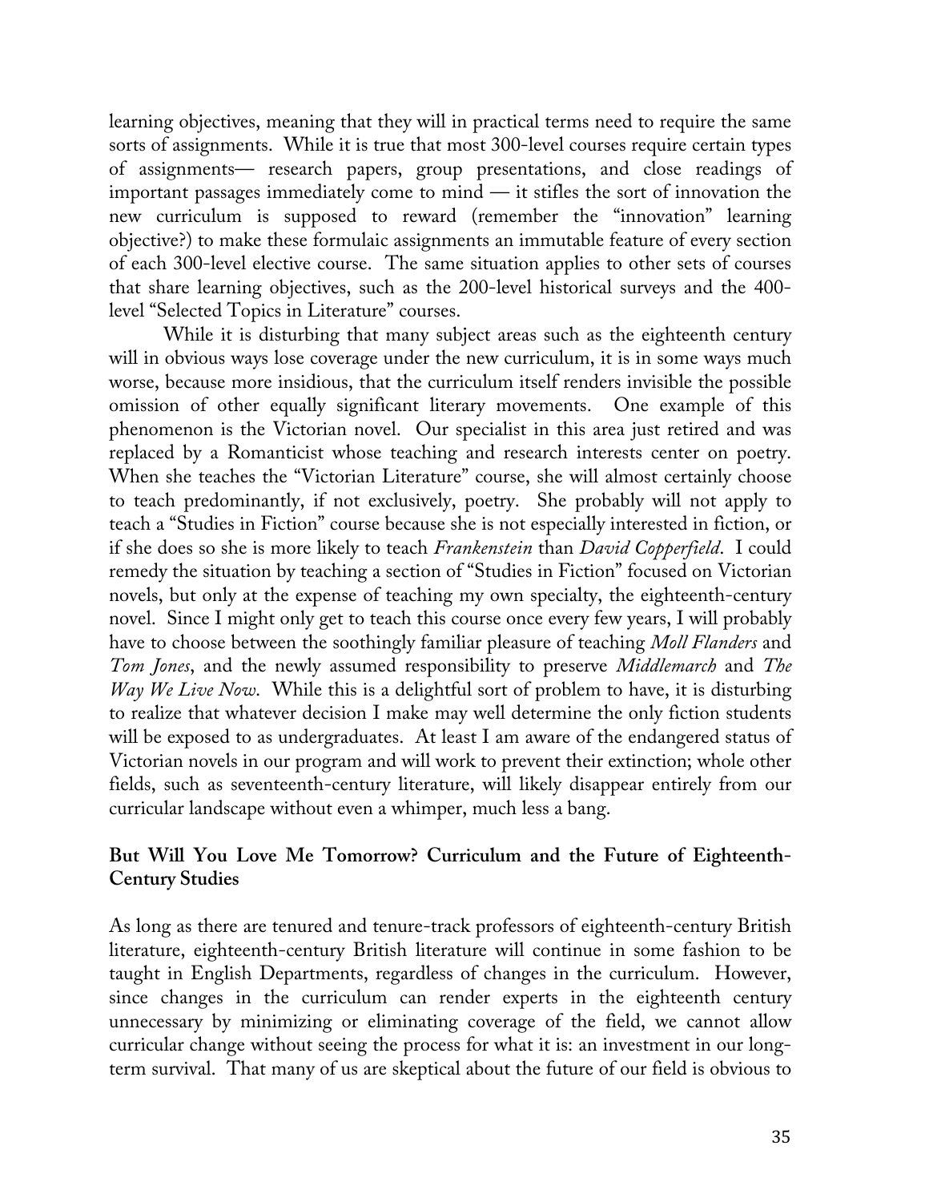learning objectives, meaning that they will in practical terms need to require the same sorts of assignments. While it is true that most 300-level courses require certain types of assignments— research papers, group presentations, and close readings of important passages immediately come to mind — it stifles the sort of innovation the new curriculum is supposed to reward (remember the "innovation" learning objective?) to make these formulaic assignments an immutable feature of every section of each 300-level elective course. The same situation applies to other sets of courses that share learning objectives, such as the 200-level historical surveys and the 400-level "Selected Topics in Literature" courses.

While it is disturbing that many subject areas such as the eighteenth century will in obvious ways lose coverage under the new curriculum, it is in some ways much worse, because more insidious, that the curriculum itself renders invisible the possible omission of other equally significant literary movements. One example of this phenomenon is the Victorian novel. Our specialist in this area just retired and was replaced by a Romanticist whose teaching and research interests center on poetry. When she teaches the "Victorian Literature" course, she will almost certainly choose to teach predominantly, if not exclusively, poetry. She probably will not apply to teach a "Studies in Fiction" course because she is not especially interested in fiction, or if she does so she is more likely to teach *Frankenstein* than *David Copperfield*. I could remedy the situation by teaching a section of "Studies in Fiction" focused on Victorian novels, but only at the expense of teaching my own specialty, the eighteenth-century novel. Since I might only get to teach this course once every few years, I will probably have to choose between the soothingly familiar pleasure of teaching *Moll Flanders* and *Tom Jones*, and the newly assumed responsibility to preserve *Middlemarch* and *The Way We Live Now*. While this is a delightful sort of problem to have, it is disturbing to realize that whatever decision I make may well determine the only fiction students will be exposed to as undergraduates. At least I am aware of the endangered status of Victorian novels in our program and will work to prevent their extinction; whole other fields, such as seventeenth-century literature, will likely disappear entirely from our curricular landscape without even a whimper, much less a bang.

## But Will You Love Me Tomorrow? Curriculum and the Future of Eighteenth-Century Studies

As long as there are tenured and tenure-track professors of eighteenth-century British literature, eighteenth-century British literature will continue in some fashion to be taught in English Departments, regardless of changes in the curriculum. However, since changes in the curriculum can render experts in the eighteenth century unnecessary by minimizing or eliminating coverage of the field, we cannot allow curricular change without seeing the process for what it is: an investment in our long-term survival. That many of us are skeptical about the future of our field is obvious to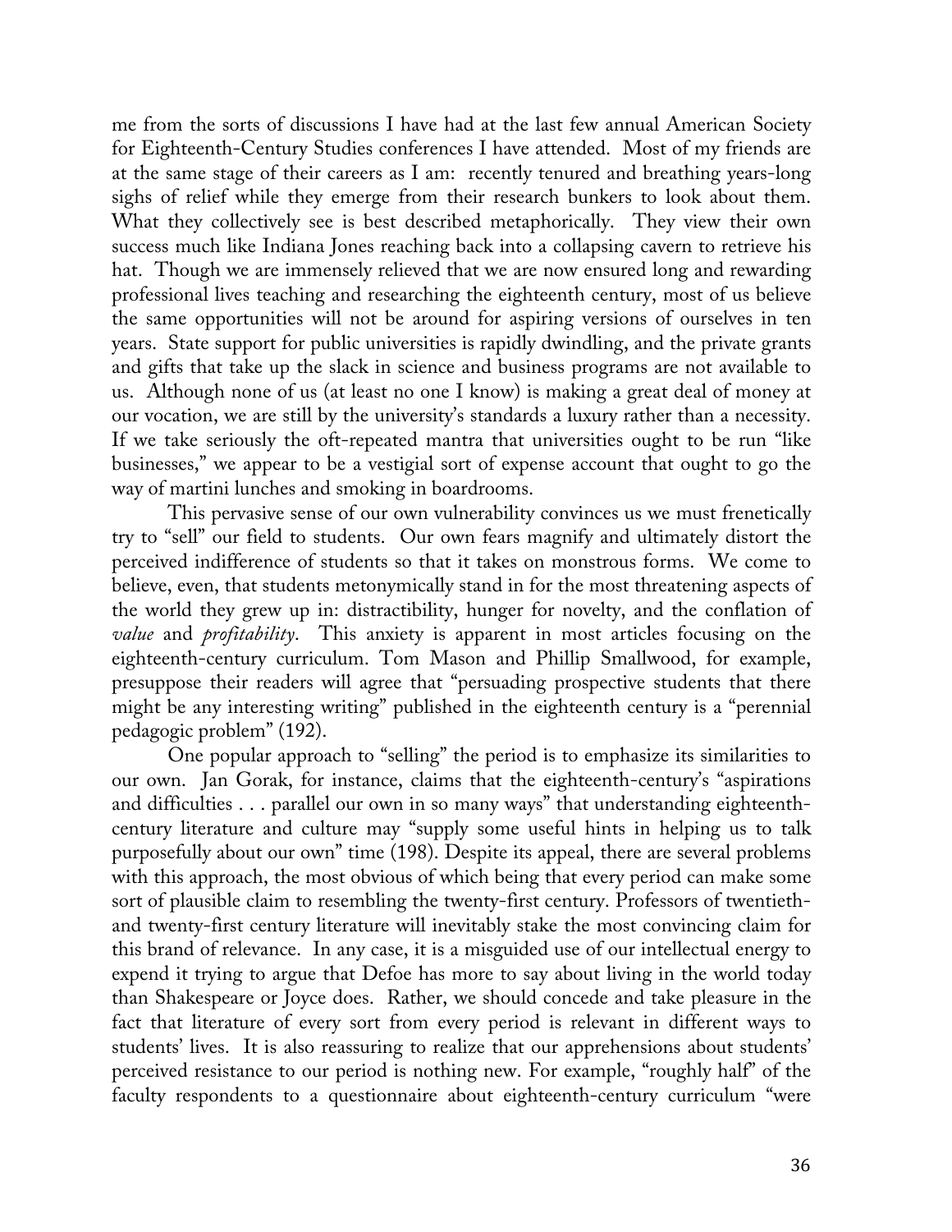me from the sorts of discussions I have had at the last few annual American Society for Eighteenth-Century Studies conferences I have attended. Most of my friends are at the same stage of their careers as I am: recently tenured and breathing years-long sighs of relief while they emerge from their research bunkers to look about them. What they collectively see is best described metaphorically. They view their own success much like Indiana Jones reaching back into a collapsing cavern to retrieve his hat. Though we are immensely relieved that we are now ensured long and rewarding professional lives teaching and researching the eighteenth century, most of us believe the same opportunities will not be around for aspiring versions of ourselves in ten years. State support for public universities is rapidly dwindling, and the private grants and gifts that take up the slack in science and business programs are not available to us. Although none of us (at least no one I know) is making a great deal of money at our vocation, we are still by the university's standards a luxury rather than a necessity. If we take seriously the oft-repeated mantra that universities ought to be run "like businesses," we appear to be a vestigial sort of expense account that ought to go the way of martini lunches and smoking in boardrooms.

This pervasive sense of our own vulnerability convinces us we must frenetically try to "sell" our field to students. Our own fears magnify and ultimately distort the perceived indifference of students so that it takes on monstrous forms. We come to believe, even, that students metonymically stand in for the most threatening aspects of the world they grew up in: distractibility, hunger for novelty, and the conflation of *value* and *profitability*. This anxiety is apparent in most articles focusing on the eighteenth-century curriculum. Tom Mason and Phillip Smallwood, for example, presuppose their readers will agree that "persuading prospective students that there might be any interesting writing" published in the eighteenth century is a "perennial pedagogic problem" (192).

One popular approach to "selling" the period is to emphasize its similarities to our own. Jan Gorak, for instance, claims that the eighteenth-century's "aspirations and difficulties . . . parallel our own in so many ways" that understanding eighteenth-century literature and culture may "supply some useful hints in helping us to talk purposefully about our own" time (198). Despite its appeal, there are several problems with this approach, the most obvious of which being that every period can make some sort of plausible claim to resembling the twenty-first century. Professors of twentieth- and twenty-first century literature will inevitably stake the most convincing claim for this brand of relevance. In any case, it is a misguided use of our intellectual energy to expend it trying to argue that Defoe has more to say about living in the world today than Shakespeare or Joyce does. Rather, we should concede and take pleasure in the fact that literature of every sort from every period is relevant in different ways to students' lives. It is also reassuring to realize that our apprehensions about students' perceived resistance to our period is nothing new. For example, "roughly half" of the faculty respondents to a questionnaire about eighteenth-century curriculum "were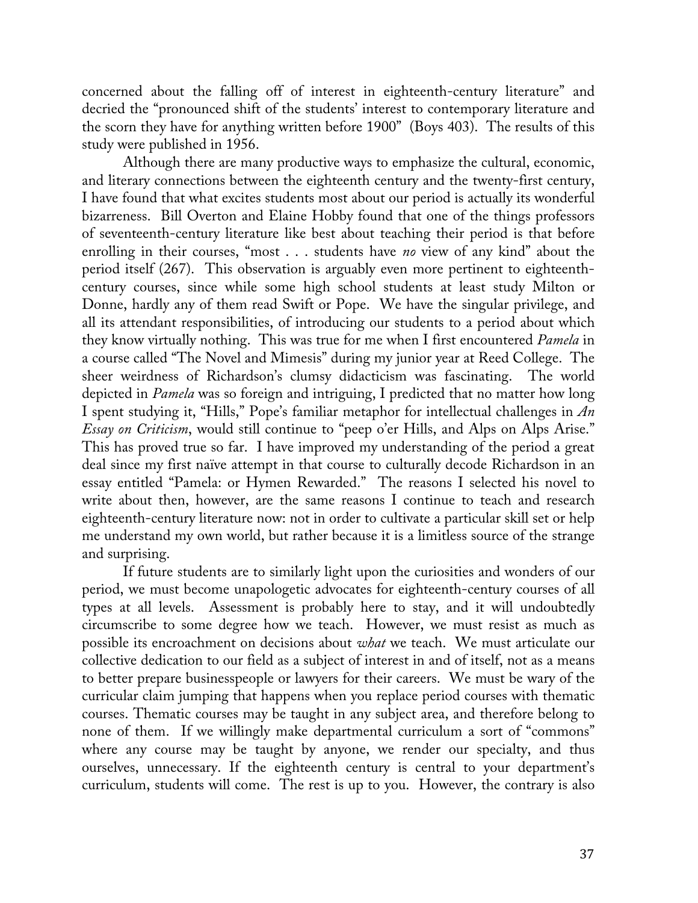concerned about the falling off of interest in eighteenth-century literature" and decried the "pronounced shift of the students' interest to contemporary literature and the scorn they have for anything written before 1900" (Boys 403). The results of this study were published in 1956.

Although there are many productive ways to emphasize the cultural, economic, and literary connections between the eighteenth century and the twenty-first century, I have found that what excites students most about our period is actually its wonderful bizarreness. Bill Overton and Elaine Hobby found that one of the things professors of seventeenth-century literature like best about teaching their period is that before enrolling in their courses, "most . . . students have *no* view of any kind" about the period itself (267). This observation is arguably even more pertinent to eighteenth-century courses, since while some high school students at least study Milton or Donne, hardly any of them read Swift or Pope. We have the singular privilege, and all its attendant responsibilities, of introducing our students to a period about which they know virtually nothing. This was true for me when I first encountered *Pamela* in a course called "The Novel and Mimesis" during my junior year at Reed College. The sheer weirdness of Richardson's clumsy didacticism was fascinating. The world depicted in *Pamela* was so foreign and intriguing, I predicted that no matter how long I spent studying it, "Hills," Pope's familiar metaphor for intellectual challenges in *An Essay on Criticism*, would still continue to "peep o'er Hills, and Alps on Alps Arise." This has proved true so far. I have improved my understanding of the period a great deal since my first naïve attempt in that course to culturally decode Richardson in an essay entitled "Pamela: or Hymen Rewarded." The reasons I selected his novel to write about then, however, are the same reasons I continue to teach and research eighteenth-century literature now: not in order to cultivate a particular skill set or help me understand my own world, but rather because it is a limitless source of the strange and surprising.

If future students are to similarly light upon the curiosities and wonders of our period, we must become unapologetic advocates for eighteenth-century courses of all types at all levels. Assessment is probably here to stay, and it will undoubtedly circumscribe to some degree how we teach. However, we must resist as much as possible its encroachment on decisions about *what* we teach. We must articulate our collective dedication to our field as a subject of interest in and of itself, not as a means to better prepare businesspeople or lawyers for their careers. We must be wary of the curricular claim jumping that happens when you replace period courses with thematic courses. Thematic courses may be taught in any subject area, and therefore belong to none of them. If we willingly make departmental curriculum a sort of "commons" where any course may be taught by anyone, we render our specialty, and thus ourselves, unnecessary. If the eighteenth century is central to your department's curriculum, students will come. The rest is up to you. However, the contrary is also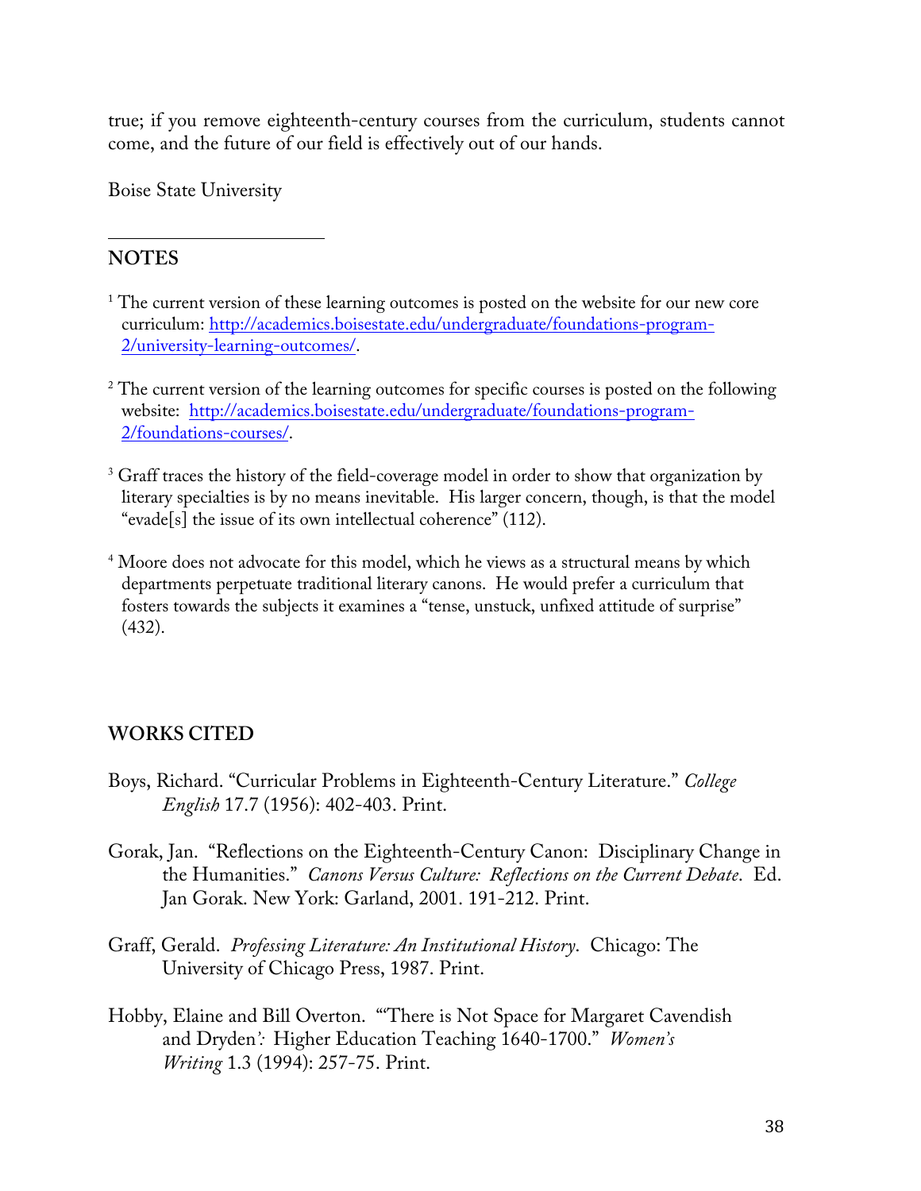true; if you remove eighteenth-century courses from the curriculum, students cannot come, and the future of our field is effectively out of our hands.

Boise State University

---

## NOTES

[1] The current version of these learning outcomes is posted on the website for our new core curriculum: [http://academics.boisestate.edu/undergraduate/foundations-program-2/university-learning-outcomes/](http://academics.boisestate.edu/undergraduate/foundations-program-2/university-learning-outcomes/).

[2] The current version of the learning outcomes for specific courses is posted on the following website: [http://academics.boisestate.edu/undergraduate/foundations-program-2/foundations-courses/](http://academics.boisestate.edu/undergraduate/foundations-program-2/foundations-courses/).

[3] Graff traces the history of the field-coverage model in order to show that organization by literary specialties is by no means inevitable. His larger concern, though, is that the model "evade[s] the issue of its own intellectual coherence" (112).

[4] Moore does not advocate for this model, which he views as a structural means by which departments perpetuate traditional literary canons. He would prefer a curriculum that fosters towards the subjects it examines a "tense, unstuck, unfixed attitude of surprise" (432).

## WORKS CITED

Boys, Richard. "Curricular Problems in Eighteenth-Century Literature." *College English* 17.7 (1956): 402-403. Print.

Gorak, Jan. "Reflections on the Eighteenth-Century Canon: Disciplinary Change in the Humanities." *Canons Versus Culture: Reflections on the Current Debate*. Ed. Jan Gorak. New York: Garland, 2001. 191-212. Print.

Graff, Gerald. *Professing Literature: An Institutional History*. Chicago: The University of Chicago Press, 1987. Print.

Hobby, Elaine and Bill Overton. "'There is Not Space for Margaret Cavendish and Dryden': Higher Education Teaching 1640-1700." *Women's Writing* 1.3 (1994): 257-75. Print.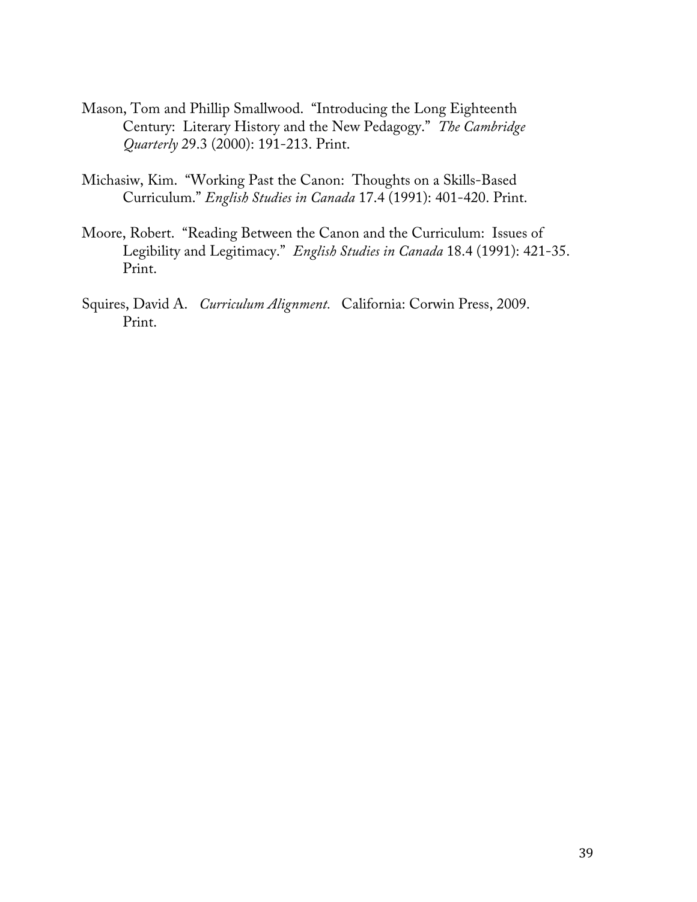Mason, Tom and Phillip Smallwood. "Introducing the Long Eighteenth Century: Literary History and the New Pedagogy." *The Cambridge Quarterly* 29.3 (2000): 191-213. Print.

Michasiw, Kim. "Working Past the Canon: Thoughts on a Skills-Based Curriculum." *English Studies in Canada* 17.4 (1991): 401-420. Print.

Moore, Robert. "Reading Between the Canon and the Curriculum: Issues of Legibility and Legitimacy." *English Studies in Canada* 18.4 (1991): 421-35. Print.

Squires, David A. *Curriculum Alignment.* California: Corwin Press, 2009. Print.